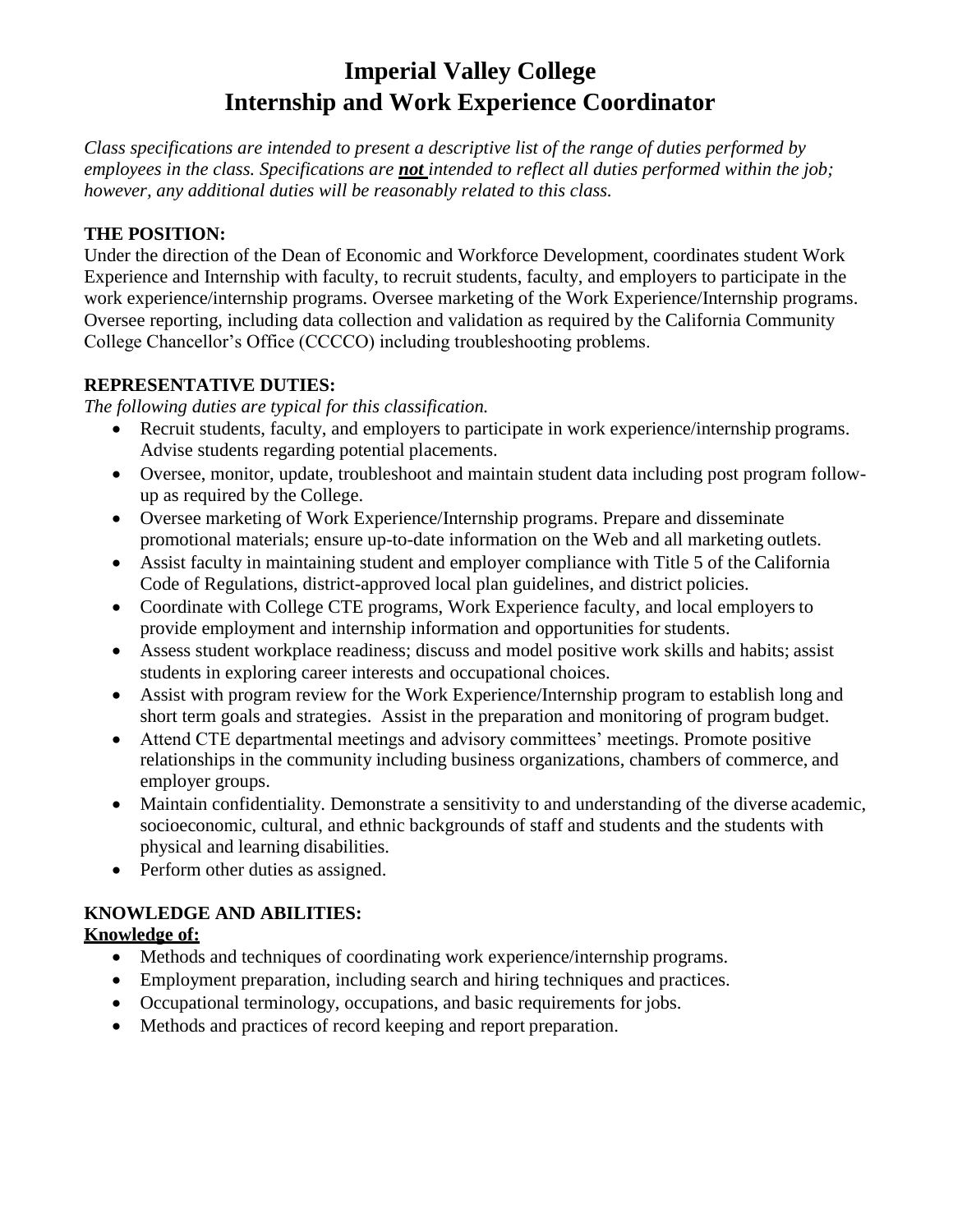# Imperial Valley College
# Internship and Work Experience Coordinator

*Class specifications are intended to present a descriptive list of the range of duties performed by employees in the class. Specifications are* ***not*** *intended to reflect all duties performed within the job; however, any additional duties will be reasonably related to this class.*

**THE POSITION:**

Under the direction of the Dean of Economic and Workforce Development, coordinates student Work Experience and Internship with faculty, to recruit students, faculty, and employers to participate in the work experience/internship programs. Oversee marketing of the Work Experience/Internship programs. Oversee reporting, including data collection and validation as required by the California Community College Chancellor's Office (CCCCO) including troubleshooting problems.

**REPRESENTATIVE DUTIES:**

*The following duties are typical for this classification.*

- Recruit students, faculty, and employers to participate in work experience/internship programs. Advise students regarding potential placements.
- Oversee, monitor, update, troubleshoot and maintain student data including post program follow-up as required by the College.
- Oversee marketing of Work Experience/Internship programs. Prepare and disseminate promotional materials; ensure up-to-date information on the Web and all marketing outlets.
- Assist faculty in maintaining student and employer compliance with Title 5 of the California Code of Regulations, district-approved local plan guidelines, and district policies.
- Coordinate with College CTE programs, Work Experience faculty, and local employers to provide employment and internship information and opportunities for students.
- Assess student workplace readiness; discuss and model positive work skills and habits; assist students in exploring career interests and occupational choices.
- Assist with program review for the Work Experience/Internship program to establish long and short term goals and strategies. Assist in the preparation and monitoring of program budget.
- Attend CTE departmental meetings and advisory committees' meetings. Promote positive relationships in the community including business organizations, chambers of commerce, and employer groups.
- Maintain confidentiality. Demonstrate a sensitivity to and understanding of the diverse academic, socioeconomic, cultural, and ethnic backgrounds of staff and students and the students with physical and learning disabilities.
- Perform other duties as assigned.

**KNOWLEDGE AND ABILITIES:**

**Knowledge of:**

- Methods and techniques of coordinating work experience/internship programs.
- Employment preparation, including search and hiring techniques and practices.
- Occupational terminology, occupations, and basic requirements for jobs.
- Methods and practices of record keeping and report preparation.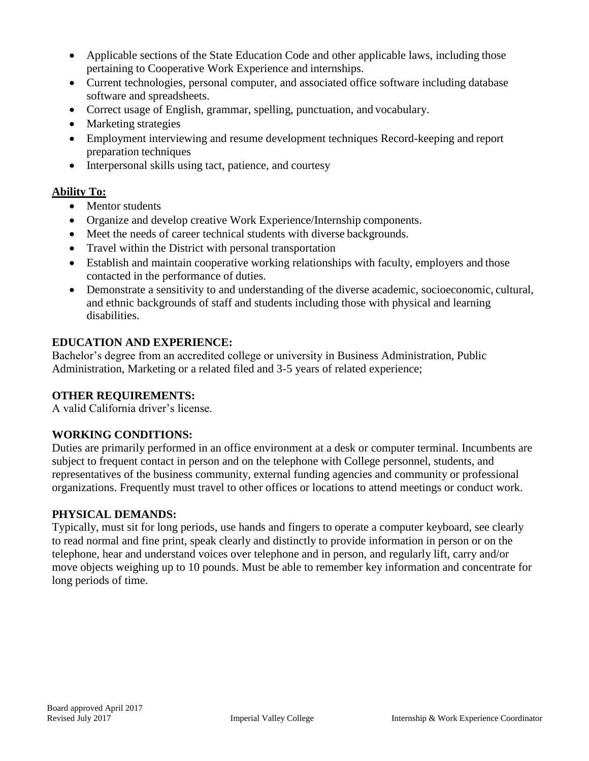- Applicable sections of the State Education Code and other applicable laws, including those pertaining to Cooperative Work Experience and internships.
- Current technologies, personal computer, and associated office software including database software and spreadsheets.
- Correct usage of English, grammar, spelling, punctuation, and vocabulary.
- Marketing strategies
- Employment interviewing and resume development techniques Record-keeping and report preparation techniques
- Interpersonal skills using tact, patience, and courtesy

**Ability To:**

- Mentor students
- Organize and develop creative Work Experience/Internship components.
- Meet the needs of career technical students with diverse backgrounds.
- Travel within the District with personal transportation
- Establish and maintain cooperative working relationships with faculty, employers and those contacted in the performance of duties.
- Demonstrate a sensitivity to and understanding of the diverse academic, socioeconomic, cultural, and ethnic backgrounds of staff and students including those with physical and learning disabilities.

## EDUCATION AND EXPERIENCE:

Bachelor's degree from an accredited college or university in Business Administration, Public Administration, Marketing or a related filed and 3-5 years of related experience;

## OTHER REQUIREMENTS:

A valid California driver's license.

## WORKING CONDITIONS:

Duties are primarily performed in an office environment at a desk or computer terminal. Incumbents are subject to frequent contact in person and on the telephone with College personnel, students, and representatives of the business community, external funding agencies and community or professional organizations. Frequently must travel to other offices or locations to attend meetings or conduct work.

## PHYSICAL DEMANDS:

Typically, must sit for long periods, use hands and fingers to operate a computer keyboard, see clearly to read normal and fine print, speak clearly and distinctly to provide information in person or on the telephone, hear and understand voices over telephone and in person, and regularly lift, carry and/or move objects weighing up to 10 pounds. Must be able to remember key information and concentrate for long periods of time.

Board approved April 2017
Revised July 2017